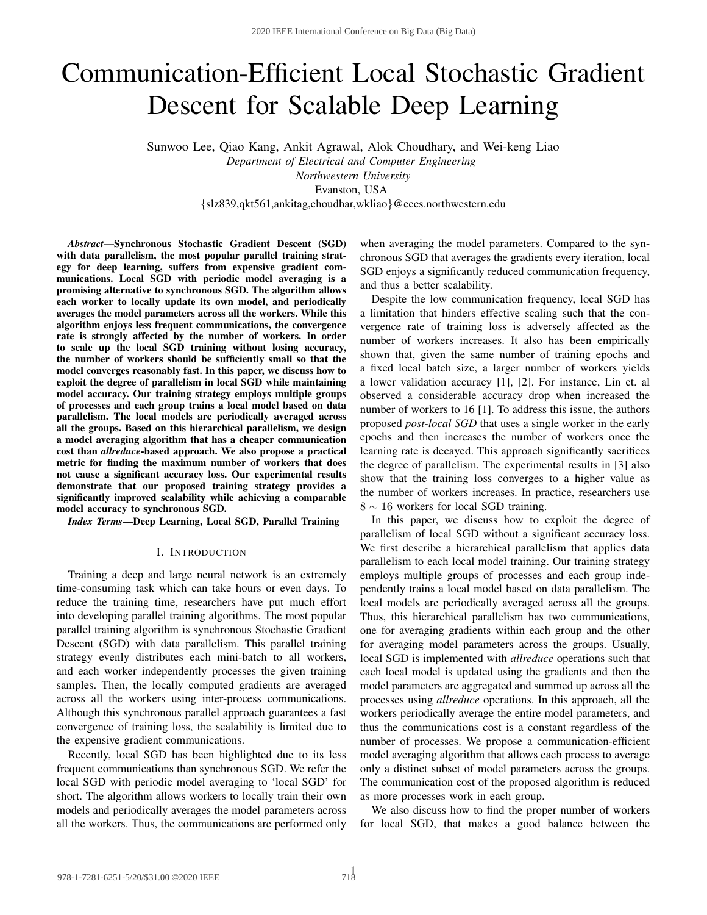# Communication-Efficient Local Stochastic Gradient Descent for Scalable Deep Learning

Sunwoo Lee, Qiao Kang, Ankit Agrawal, Alok Choudhary, and Wei-keng Liao

*Department of Electrical and Computer Engineering*
*Northwestern University*
Evanston, USA
{slz839,qkt561,ankitag,choudhar,wkliao}@eecs.northwestern.edu

***Abstract*—Synchronous Stochastic Gradient Descent (SGD) with data parallelism, the most popular parallel training strategy for deep learning, suffers from expensive gradient communications. Local SGD with periodic model averaging is a promising alternative to synchronous SGD. The algorithm allows each worker to locally update its own model, and periodically averages the model parameters across all the workers. While this algorithm enjoys less frequent communications, the convergence rate is strongly affected by the number of workers. In order to scale up the local SGD training without losing accuracy, the number of workers should be sufficiently small so that the model converges reasonably fast. In this paper, we discuss how to exploit the degree of parallelism in local SGD while maintaining model accuracy. Our training strategy employs multiple groups of processes and each group trains a local model based on data parallelism. The local models are periodically averaged across all the groups. Based on this hierarchical parallelism, we design a model averaging algorithm that has a cheaper communication cost than *allreduce*-based approach. We also propose a practical metric for finding the maximum number of workers that does not cause a significant accuracy loss. Our experimental results demonstrate that our proposed training strategy provides a significantly improved scalability while achieving a comparable model accuracy to synchronous SGD.**

***Index Terms*—Deep Learning, Local SGD, Parallel Training**

## I. Introduction

Training a deep and large neural network is an extremely time-consuming task which can take hours or even days. To reduce the training time, researchers have put much effort into developing parallel training algorithms. The most popular parallel training algorithm is synchronous Stochastic Gradient Descent (SGD) with data parallelism. This parallel training strategy evenly distributes each mini-batch to all workers, and each worker independently processes the given training samples. Then, the locally computed gradients are averaged across all the workers using inter-process communications. Although this synchronous parallel approach guarantees a fast convergence of training loss, the scalability is limited due to the expensive gradient communications.

Recently, local SGD has been highlighted due to its less frequent communications than synchronous SGD. We refer the local SGD with periodic model averaging to 'local SGD' for short. The algorithm allows workers to locally train their own models and periodically averages the model parameters across all the workers. Thus, the communications are performed only when averaging the model parameters. Compared to the synchronous SGD that averages the gradients every iteration, local SGD enjoys a significantly reduced communication frequency, and thus a better scalability.

Despite the low communication frequency, local SGD has a limitation that hinders effective scaling such that the convergence rate of training loss is adversely affected as the number of workers increases. It also has been empirically shown that, given the same number of training epochs and a fixed local batch size, a larger number of workers yields a lower validation accuracy [1], [2]. For instance, Lin et. al observed a considerable accuracy drop when increased the number of workers to 16 [1]. To address this issue, the authors proposed *post-local SGD* that uses a single worker in the early epochs and then increases the number of workers once the learning rate is decayed. This approach significantly sacrifices the degree of parallelism. The experimental results in [3] also show that the training loss converges to a higher value as the number of workers increases. In practice, researchers use $8 \sim 16$ workers for local SGD training.

In this paper, we discuss how to exploit the degree of parallelism of local SGD without a significant accuracy loss. We first describe a hierarchical parallelism that applies data parallelism to each local model training. Our training strategy employs multiple groups of processes and each group independently trains a local model based on data parallelism. The local models are periodically averaged across all the groups. Thus, this hierarchical parallelism has two communications, one for averaging gradients within each group and the other for averaging model parameters across the groups. Usually, local SGD is implemented with *allreduce* operations such that each local model is updated using the gradients and then the model parameters are aggregated and summed up across all the processes using *allreduce* operations. In this approach, all the workers periodically average the entire model parameters, and thus the communications cost is a constant regardless of the number of processes. We propose a communication-efficient model averaging algorithm that allows each process to average only a distinct subset of model parameters across the groups. The communication cost of the proposed algorithm is reduced as more processes work in each group.

We also discuss how to find the proper number of workers for local SGD, that makes a good balance between the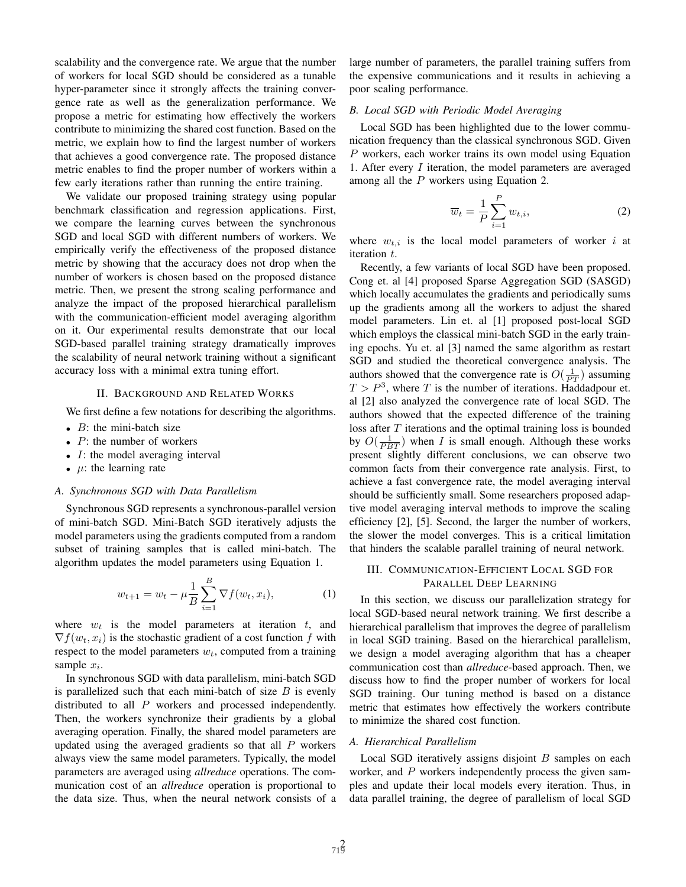scalability and the convergence rate. We argue that the number of workers for local SGD should be considered as a tunable hyper-parameter since it strongly affects the training convergence rate as well as the generalization performance. We propose a metric for estimating how effectively the workers contribute to minimizing the shared cost function. Based on the metric, we explain how to find the largest number of workers that achieves a good convergence rate. The proposed distance metric enables to find the proper number of workers within a few early iterations rather than running the entire training.

We validate our proposed training strategy using popular benchmark classification and regression applications. First, we compare the learning curves between the synchronous SGD and local SGD with different numbers of workers. We empirically verify the effectiveness of the proposed distance metric by showing that the accuracy does not drop when the number of workers is chosen based on the proposed distance metric. Then, we present the strong scaling performance and analyze the impact of the proposed hierarchical parallelism with the communication-efficient model averaging algorithm on it. Our experimental results demonstrate that our local SGD-based parallel training strategy dramatically improves the scalability of neural network training without a significant accuracy loss with a minimal extra tuning effort.

## II. Background and Related Works

We first define a few notations for describing the algorithms.

- $B$: the mini-batch size
- $P$: the number of workers
- $I$: the model averaging interval
- $\mu$: the learning rate

### A. Synchronous SGD with Data Parallelism

Synchronous SGD represents a synchronous-parallel version of mini-batch SGD. Mini-Batch SGD iteratively adjusts the model parameters using the gradients computed from a random subset of training samples that is called mini-batch. The algorithm updates the model parameters using Equation 1.

$$w_{t+1} = w_t - \mu \frac{1}{B} \sum_{i=1}^{B} \nabla f(w_t, x_i), \tag{1}$$

where $w_t$ is the model parameters at iteration $t$, and $\nabla f(w_t, x_i)$ is the stochastic gradient of a cost function $f$ with respect to the model parameters $w_t$, computed from a training sample $x_i$.

In synchronous SGD with data parallelism, mini-batch SGD is parallelized such that each mini-batch of size $B$ is evenly distributed to all $P$ workers and processed independently. Then, the workers synchronize their gradients by a global averaging operation. Finally, the shared model parameters are updated using the averaged gradients so that all $P$ workers always view the same model parameters. Typically, the model parameters are averaged using *allreduce* operations. The communication cost of an *allreduce* operation is proportional to the data size. Thus, when the neural network consists of a large number of parameters, the parallel training suffers from the expensive communications and it results in achieving a poor scaling performance.

### B. Local SGD with Periodic Model Averaging

Local SGD has been highlighted due to the lower communication frequency than the classical synchronous SGD. Given $P$ workers, each worker trains its own model using Equation 1. After every $I$ iteration, the model parameters are averaged among all the $P$ workers using Equation 2.

$$\overline{w}_t = \frac{1}{P} \sum_{i=1}^{P} w_{t,i}, \tag{2}$$

where $w_{t,i}$ is the local model parameters of worker $i$ at iteration $t$.

Recently, a few variants of local SGD have been proposed. Cong et. al [4] proposed Sparse Aggregation SGD (SASGD) which locally accumulates the gradients and periodically sums up the gradients among all the workers to adjust the shared model parameters. Lin et. al [1] proposed post-local SGD which employs the classical mini-batch SGD in the early training epochs. Yu et. al [3] named the same algorithm as restart SGD and studied the theoretical convergence analysis. The authors showed that the convergence rate is $O(\frac{1}{PT})$ assuming $T > P^3$, where $T$ is the number of iterations. Haddadpour et. al [2] also analyzed the convergence rate of local SGD. The authors showed that the expected difference of the training loss after $T$ iterations and the optimal training loss is bounded by $O(\frac{1}{PBT})$ when $I$ is small enough. Although these works present slightly different conclusions, we can observe two common facts from their convergence rate analysis. First, to achieve a fast convergence rate, the model averaging interval should be sufficiently small. Some researchers proposed adaptive model averaging interval methods to improve the scaling efficiency [2], [5]. Second, the larger the number of workers, the slower the model converges. This is a critical limitation that hinders the scalable parallel training of neural network.

## III. Communication-Efficient Local SGD for Parallel Deep Learning

In this section, we discuss our parallelization strategy for local SGD-based neural network training. We first describe a hierarchical parallelism that improves the degree of parallelism in local SGD training. Based on the hierarchical parallelism, we design a model averaging algorithm that has a cheaper communication cost than *allreduce*-based approach. Then, we discuss how to find the proper number of workers for local SGD training. Our tuning method is based on a distance metric that estimates how effectively the workers contribute to minimize the shared cost function.

### A. Hierarchical Parallelism

Local SGD iteratively assigns disjoint $B$ samples on each worker, and $P$ workers independently process the given samples and update their local models every iteration. Thus, in data parallel training, the degree of parallelism of local SGD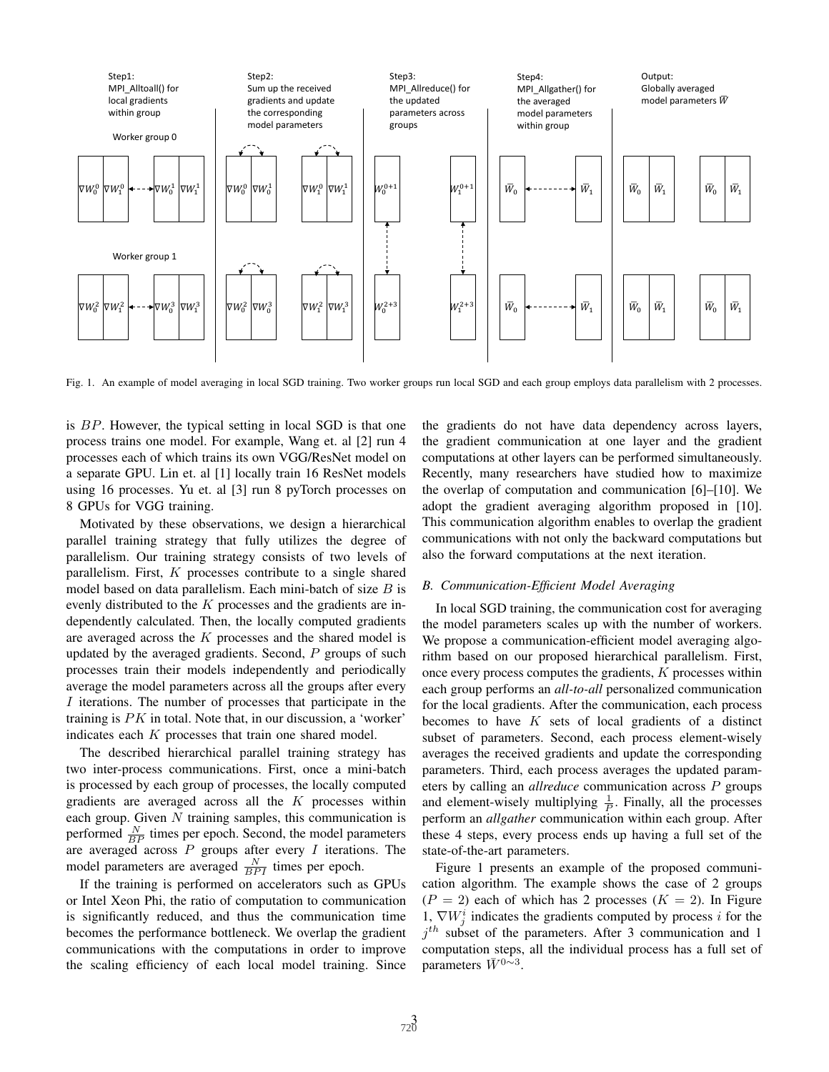Step1: MPI_Alltoall() for local gradients within group

Step2: Sum up the received gradients and update the corresponding model parameters

Step3: MPI_Allreduce() for the updated parameters across groups

Step4: MPI_Allgather() for the averaged model parameters within group

Output: Globally averaged model parameters $\bar{W}$

Worker group 0

Worker group 1

Fig. 1. An example of model averaging in local SGD training. Two worker groups run local SGD and each group employs data parallelism with 2 processes.

is $BP$. However, the typical setting in local SGD is that one process trains one model. For example, Wang et. al [2] run 4 processes each of which trains its own VGG/ResNet model on a separate GPU. Lin et. al [1] locally train 16 ResNet models using 16 processes. Yu et. al [3] run 8 pyTorch processes on 8 GPUs for VGG training.

Motivated by these observations, we design a hierarchical parallel training strategy that fully utilizes the degree of parallelism. Our training strategy consists of two levels of parallelism. First, $K$ processes contribute to a single shared model based on data parallelism. Each mini-batch of size $B$ is evenly distributed to the $K$ processes and the gradients are independently calculated. Then, the locally computed gradients are averaged across the $K$ processes and the shared model is updated by the averaged gradients. Second, $P$ groups of such processes train their models independently and periodically average the model parameters across all the groups after every $I$ iterations. The number of processes that participate in the training is $PK$ in total. Note that, in our discussion, a 'worker' indicates each $K$ processes that train one shared model.

The described hierarchical parallel training strategy has two inter-process communications. First, once a mini-batch is processed by each group of processes, the locally computed gradients are averaged across all the $K$ processes within each group. Given $N$ training samples, this communication is performed $\frac{N}{BP}$ times per epoch. Second, the model parameters are averaged across $P$ groups after every $I$ iterations. The model parameters are averaged $\frac{N}{BPI}$ times per epoch.

If the training is performed on accelerators such as GPUs or Intel Xeon Phi, the ratio of computation to communication is significantly reduced, and thus the communication time becomes the performance bottleneck. We overlap the gradient communications with the computations in order to improve the scaling efficiency of each local model training. Since the gradients do not have data dependency across layers, the gradient communication at one layer and the gradient computations at other layers can be performed simultaneously. Recently, many researchers have studied how to maximize the overlap of computation and communication [6]–[10]. We adopt the gradient averaging algorithm proposed in [10]. This communication algorithm enables to overlap the gradient communications with not only the backward computations but also the forward computations at the next iteration.

### *B. Communication-Efficient Model Averaging*

In local SGD training, the communication cost for averaging the model parameters scales up with the number of workers. We propose a communication-efficient model averaging algorithm based on our proposed hierarchical parallelism. First, once every process computes the gradients, $K$ processes within each group performs an *all-to-all* personalized communication for the local gradients. After the communication, each process becomes to have $K$ sets of local gradients of a distinct subset of parameters. Second, each process element-wisely averages the received gradients and update the corresponding parameters. Third, each process averages the updated parameters by calling an *allreduce* communication across $P$ groups and element-wisely multiplying $\frac{1}{P}$. Finally, all the processes perform an *allgather* communication within each group. After these 4 steps, every process ends up having a full set of the state-of-the-art parameters.

Figure 1 presents an example of the proposed communication algorithm. The example shows the case of 2 groups ($P = 2$) each of which has 2 processes ($K = 2$). In Figure 1, $\nabla W_j^i$ indicates the gradients computed by process $i$ for the $j^{th}$ subset of the parameters. After 3 communication and 1 computation steps, all the individual process has a full set of parameters $\bar{W}^{0\sim3}$.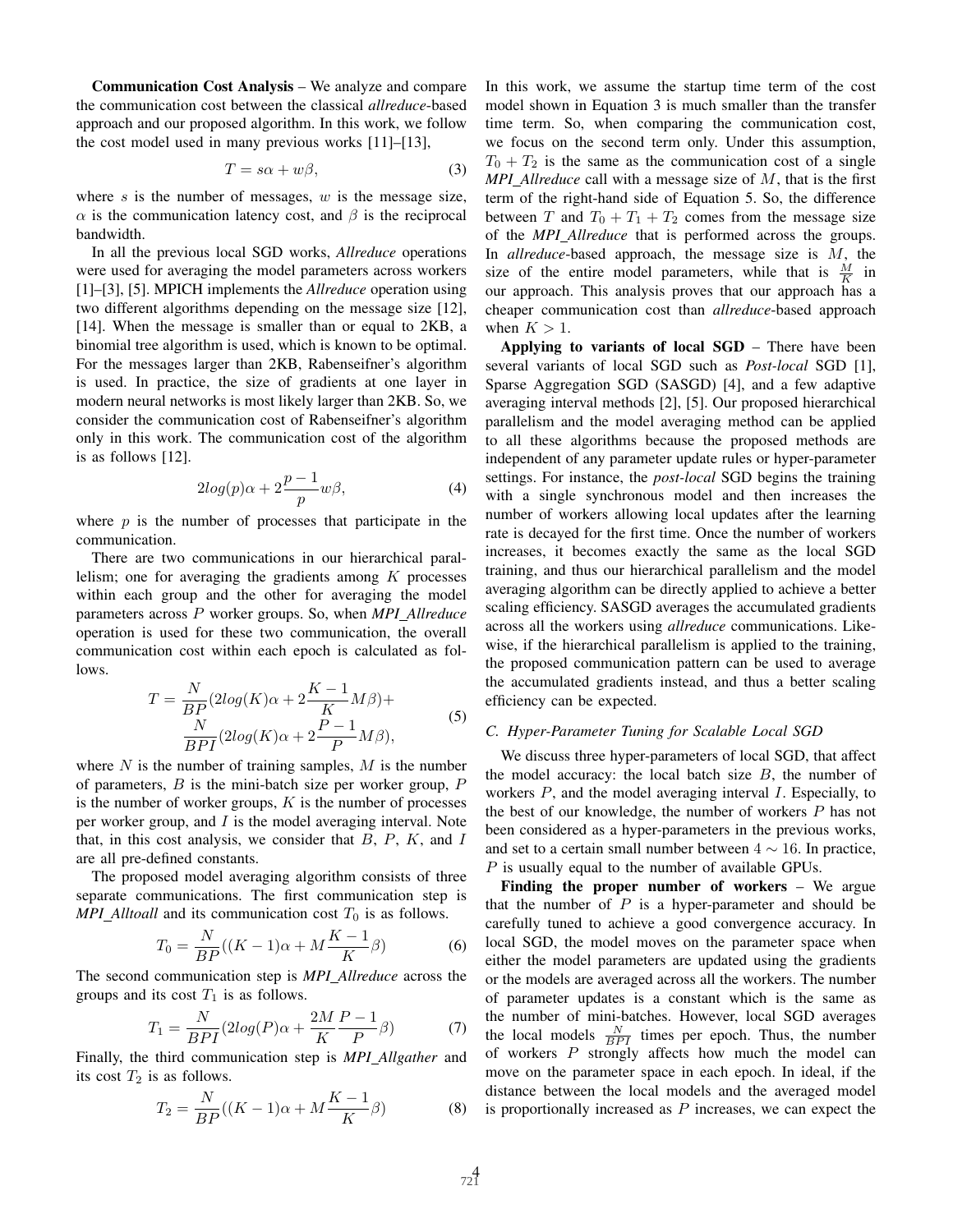**Communication Cost Analysis** – We analyze and compare the communication cost between the classical *allreduce*-based approach and our proposed algorithm. In this work, we follow the cost model used in many previous works [11]–[13],

$$T = s\alpha + w\beta, \tag{3}$$

where $s$ is the number of messages, $w$ is the message size, $\alpha$ is the communication latency cost, and $\beta$ is the reciprocal bandwidth.

In all the previous local SGD works, *Allreduce* operations were used for averaging the model parameters across workers [1]–[3], [5]. MPICH implements the *Allreduce* operation using two different algorithms depending on the message size [12], [14]. When the message is smaller than or equal to 2KB, a binomial tree algorithm is used, which is known to be optimal. For the messages larger than 2KB, Rabenseifner's algorithm is used. In practice, the size of gradients at one layer in modern neural networks is most likely larger than 2KB. So, we consider the communication cost of Rabenseifner's algorithm only in this work. The communication cost of the algorithm is as follows [12].

$$2log(p)\alpha + 2\frac{p-1}{p}w\beta, \tag{4}$$

where $p$ is the number of processes that participate in the communication.

There are two communications in our hierarchical parallelism; one for averaging the gradients among $K$ processes within each group and the other for averaging the model parameters across $P$ worker groups. So, when *MPI_Allreduce* operation is used for these two communication, the overall communication cost within each epoch is calculated as follows.

$$T = \frac{N}{BP}(2log(K)\alpha + 2\frac{K-1}{K}M\beta) + \frac{N}{BPI}(2log(K)\alpha + 2\frac{P-1}{P}M\beta), \tag{5}$$

where $N$ is the number of training samples, $M$ is the number of parameters, $B$ is the mini-batch size per worker group, $P$ is the number of worker groups, $K$ is the number of processes per worker group, and $I$ is the model averaging interval. Note that, in this cost analysis, we consider that $B$, $P$, $K$, and $I$ are all pre-defined constants.

The proposed model averaging algorithm consists of three separate communications. The first communication step is ***MPI_Alltoall*** and its communication cost $T_0$ is as follows.

$$T_0 = \frac{N}{BP}((K-1)\alpha + M\frac{K-1}{K}\beta) \tag{6}$$

The second communication step is ***MPI_Allreduce*** across the groups and its cost $T_1$ is as follows.

$$T_1 = \frac{N}{BPI}(2log(P)\alpha + \frac{2M}{K}\frac{P-1}{P}\beta) \tag{7}$$

Finally, the third communication step is ***MPI_Allgather*** and its cost $T_2$ is as follows.

$$T_2 = \frac{N}{BP}((K-1)\alpha + M\frac{K-1}{K}\beta) \tag{8}$$

In this work, we assume the startup time term of the cost model shown in Equation 3 is much smaller than the transfer time term. So, when comparing the communication cost, we focus on the second term only. Under this assumption, $T_0 + T_2$ is the same as the communication cost of a single ***MPI_Allreduce*** call with a message size of $M$, that is the first term of the right-hand side of Equation 5. So, the difference between $T$ and $T_0 + T_1 + T_2$ comes from the message size of the ***MPI_Allreduce*** that is performed across the groups. In *allreduce*-based approach, the message size is $M$, the size of the entire model parameters, while that is $\frac{M}{K}$ in our approach. This analysis proves that our approach has a cheaper communication cost than *allreduce*-based approach when $K > 1$.

**Applying to variants of local SGD** – There have been several variants of local SGD such as *Post-local* SGD [1], Sparse Aggregation SGD (SASGD) [4], and a few adaptive averaging interval methods [2], [5]. Our proposed hierarchical parallelism and the model averaging method can be applied to all these algorithms because the proposed methods are independent of any parameter update rules or hyper-parameter settings. For instance, the *post-local* SGD begins the training with a single synchronous model and then increases the number of workers allowing local updates after the learning rate is decayed for the first time. Once the number of workers increases, it becomes exactly the same as the local SGD training, and thus our hierarchical parallelism and the model averaging algorithm can be directly applied to achieve a better scaling efficiency. SASGD averages the accumulated gradients across all the workers using *allreduce* communications. Likewise, if the hierarchical parallelism is applied to the training, the proposed communication pattern can be used to average the accumulated gradients instead, and thus a better scaling efficiency can be expected.

### C. Hyper-Parameter Tuning for Scalable Local SGD

We discuss three hyper-parameters of local SGD, that affect the model accuracy: the local batch size $B$, the number of workers $P$, and the model averaging interval $I$. Especially, to the best of our knowledge, the number of workers $P$ has not been considered as a hyper-parameters in the previous works, and set to a certain small number between $4 \sim 16$. In practice, $P$ is usually equal to the number of available GPUs.

**Finding the proper number of workers** – We argue that the number of $P$ is a hyper-parameter and should be carefully tuned to achieve a good convergence accuracy. In local SGD, the model moves on the parameter space when either the model parameters are updated using the gradients or the models are averaged across all the workers. The number of parameter updates is a constant which is the same as the number of mini-batches. However, local SGD averages the local models $\frac{N}{BPI}$ times per epoch. Thus, the number of workers $P$ strongly affects how much the model can move on the parameter space in each epoch. In ideal, if the distance between the local models and the averaged model is proportionally increased as $P$ increases, we can expect the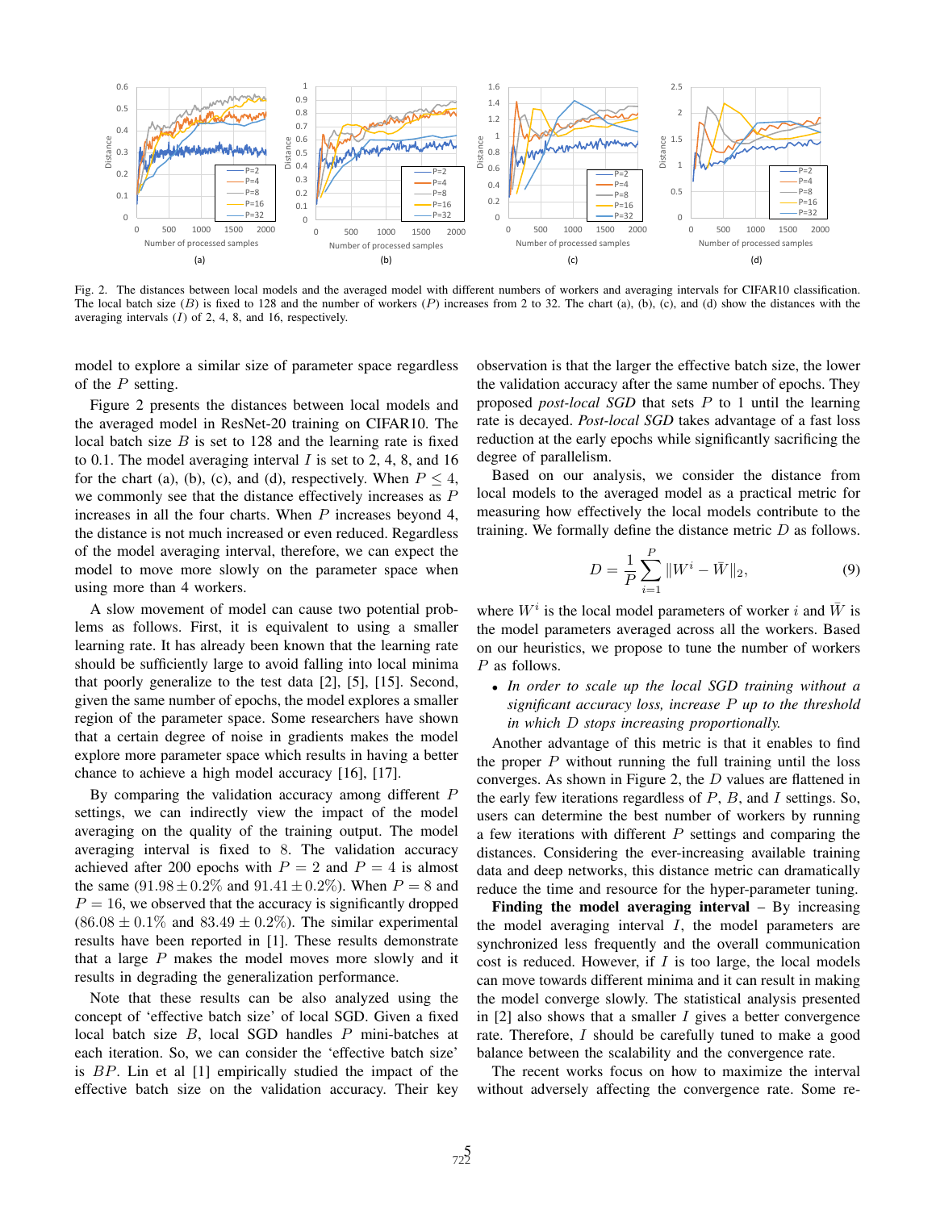Fig. 2. The distances between local models and the averaged model with different numbers of workers and averaging intervals for CIFAR10 classification. The local batch size ($B$) is fixed to 128 and the number of workers ($P$) increases from 2 to 32. The chart (a), (b), (c), and (d) show the distances with the averaging intervals ($I$) of 2, 4, 8, and 16, respectively.

model to explore a similar size of parameter space regardless of the $P$ setting.

Figure 2 presents the distances between local models and the averaged model in ResNet-20 training on CIFAR10. The local batch size $B$ is set to 128 and the learning rate is fixed to 0.1. The model averaging interval $I$ is set to 2, 4, 8, and 16 for the chart (a), (b), (c), and (d), respectively. When $P \leq 4$, we commonly see that the distance effectively increases as $P$ increases in all the four charts. When $P$ increases beyond 4, the distance is not much increased or even reduced. Regardless of the model averaging interval, therefore, we can expect the model to move more slowly on the parameter space when using more than 4 workers.

A slow movement of model can cause two potential problems as follows. First, it is equivalent to using a smaller learning rate. It has already been known that the learning rate should be sufficiently large to avoid falling into local minima that poorly generalize to the test data [2], [5], [15]. Second, given the same number of epochs, the model explores a smaller region of the parameter space. Some researchers have shown that a certain degree of noise in gradients makes the model explore more parameter space which results in having a better chance to achieve a high model accuracy [16], [17].

By comparing the validation accuracy among different $P$ settings, we can indirectly view the impact of the model averaging on the quality of the training output. The model averaging interval is fixed to 8. The validation accuracy achieved after 200 epochs with $P = 2$ and $P = 4$ is almost the same ($91.98 \pm 0.2\%$ and $91.41 \pm 0.2\%$). When $P = 8$ and $P = 16$, we observed that the accuracy is significantly dropped ($86.08 \pm 0.1\%$ and $83.49 \pm 0.2\%$). The similar experimental results have been reported in [1]. These results demonstrate that a large $P$ makes the model moves more slowly and it results in degrading the generalization performance.

Note that these results can be also analyzed using the concept of 'effective batch size' of local SGD. Given a fixed local batch size $B$, local SGD handles $P$ mini-batches at each iteration. So, we can consider the 'effective batch size' is $BP$. Lin et al [1] empirically studied the impact of the effective batch size on the validation accuracy. Their key observation is that the larger the effective batch size, the lower the validation accuracy after the same number of epochs. They proposed *post-local SGD* that sets $P$ to 1 until the learning rate is decayed. *Post-local SGD* takes advantage of a fast loss reduction at the early epochs while significantly sacrificing the degree of parallelism.

Based on our analysis, we consider the distance from local models to the averaged model as a practical metric for measuring how effectively the local models contribute to the training. We formally define the distance metric $D$ as follows.

$$D = \frac{1}{P}\sum_{i=1}^{P} \|W^i - \bar{W}\|_2, \tag{9}$$

where $W^i$ is the local model parameters of worker $i$ and $\bar{W}$ is the model parameters averaged across all the workers. Based on our heuristics, we propose to tune the number of workers $P$ as follows.

- *In order to scale up the local SGD training without a significant accuracy loss, increase $P$ up to the threshold in which $D$ stops increasing proportionally.*

Another advantage of this metric is that it enables to find the proper $P$ without running the full training until the loss converges. As shown in Figure 2, the $D$ values are flattened in the early few iterations regardless of $P$, $B$, and $I$ settings. So, users can determine the best number of workers by running a few iterations with different $P$ settings and comparing the distances. Considering the ever-increasing available training data and deep networks, this distance metric can dramatically reduce the time and resource for the hyper-parameter tuning.

**Finding the model averaging interval** – By increasing the model averaging interval $I$, the model parameters are synchronized less frequently and the overall communication cost is reduced. However, if $I$ is too large, the local models can move towards different minima and it can result in making the model converge slowly. The statistical analysis presented in [2] also shows that a smaller $I$ gives a better convergence rate. Therefore, $I$ should be carefully tuned to make a good balance between the scalability and the convergence rate.

The recent works focus on how to maximize the interval without adversely affecting the convergence rate. Some re-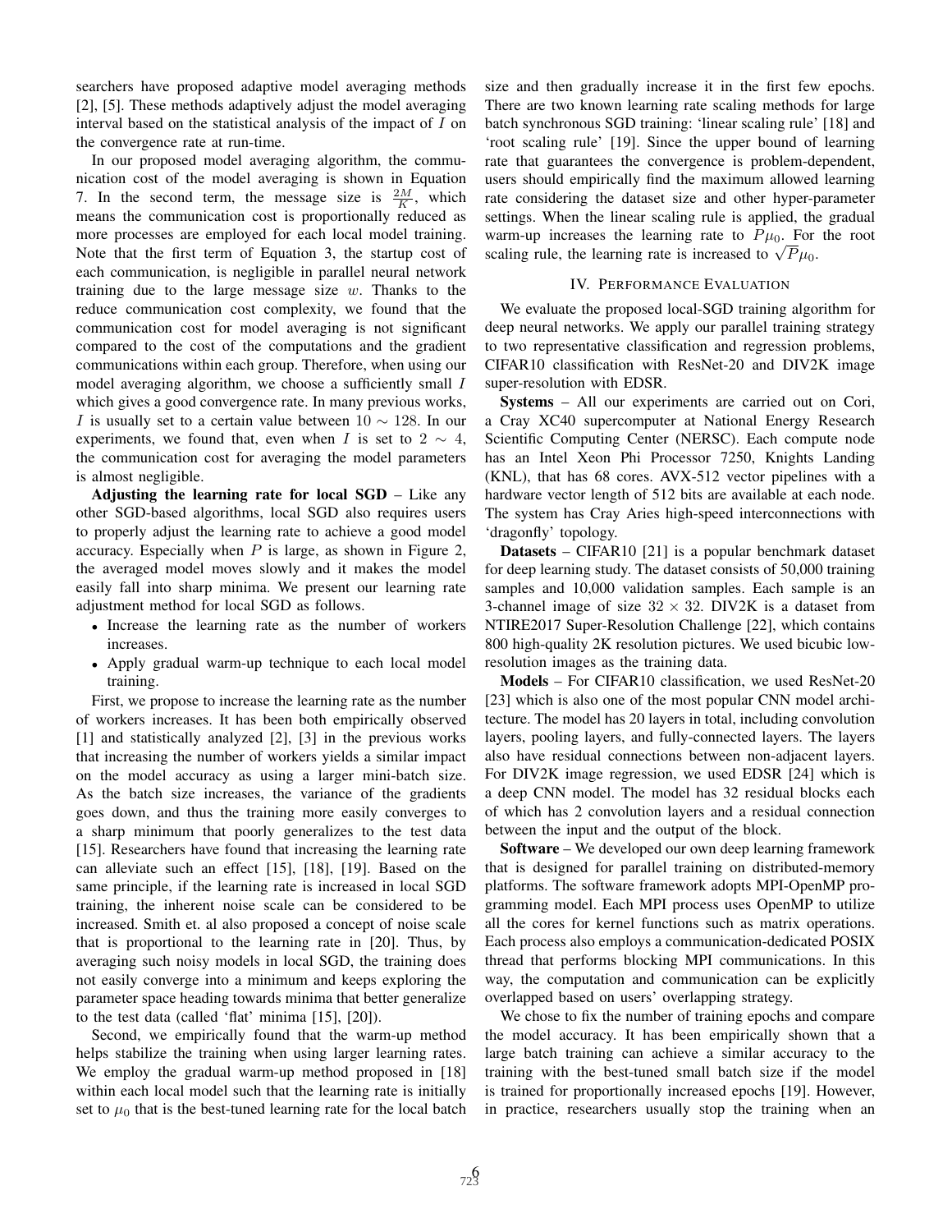searchers have proposed adaptive model averaging methods [2], [5]. These methods adaptively adjust the model averaging interval based on the statistical analysis of the impact of $I$ on the convergence rate at run-time.

In our proposed model averaging algorithm, the communication cost of the model averaging is shown in Equation 7. In the second term, the message size is $\frac{2M}{K}$, which means the communication cost is proportionally reduced as more processes are employed for each local model training. Note that the first term of Equation 3, the startup cost of each communication, is negligible in parallel neural network training due to the large message size $w$. Thanks to the reduce communication cost complexity, we found that the communication cost for model averaging is not significant compared to the cost of the computations and the gradient communications within each group. Therefore, when using our model averaging algorithm, we choose a sufficiently small $I$ which gives a good convergence rate. In many previous works, $I$ is usually set to a certain value between $10 \sim 128$. In our experiments, we found that, even when $I$ is set to $2 \sim 4$, the communication cost for averaging the model parameters is almost negligible.

**Adjusting the learning rate for local SGD** – Like any other SGD-based algorithms, local SGD also requires users to properly adjust the learning rate to achieve a good model accuracy. Especially when $P$ is large, as shown in Figure 2, the averaged model moves slowly and it makes the model easily fall into sharp minima. We present our learning rate adjustment method for local SGD as follows.

- Increase the learning rate as the number of workers increases.
- Apply gradual warm-up technique to each local model training.

First, we propose to increase the learning rate as the number of workers increases. It has been both empirically observed [1] and statistically analyzed [2], [3] in the previous works that increasing the number of workers yields a similar impact on the model accuracy as using a larger mini-batch size. As the batch size increases, the variance of the gradients goes down, and thus the training more easily converges to a sharp minimum that poorly generalizes to the test data [15]. Researchers have found that increasing the learning rate can alleviate such an effect [15], [18], [19]. Based on the same principle, if the learning rate is increased in local SGD training, the inherent noise scale can be considered to be increased. Smith et. al also proposed a concept of noise scale that is proportional to the learning rate in [20]. Thus, by averaging such noisy models in local SGD, the training does not easily converge into a minimum and keeps exploring the parameter space heading towards minima that better generalize to the test data (called 'flat' minima [15], [20]).

Second, we empirically found that the warm-up method helps stabilize the training when using larger learning rates. We employ the gradual warm-up method proposed in [18] within each local model such that the learning rate is initially set to $\mu_0$ that is the best-tuned learning rate for the local batch size and then gradually increase it in the first few epochs. There are two known learning rate scaling methods for large batch synchronous SGD training: 'linear scaling rule' [18] and 'root scaling rule' [19]. Since the upper bound of learning rate that guarantees the convergence is problem-dependent, users should empirically find the maximum allowed learning rate considering the dataset size and other hyper-parameter settings. When the linear scaling rule is applied, the gradual warm-up increases the learning rate to $P\mu_0$. For the root scaling rule, the learning rate is increased to $\sqrt{P}\mu_0$.

## IV. Performance Evaluation

We evaluate the proposed local-SGD training algorithm for deep neural networks. We apply our parallel training strategy to two representative classification and regression problems, CIFAR10 classification with ResNet-20 and DIV2K image super-resolution with EDSR.

**Systems** – All our experiments are carried out on Cori, a Cray XC40 supercomputer at National Energy Research Scientific Computing Center (NERSC). Each compute node has an Intel Xeon Phi Processor 7250, Knights Landing (KNL), that has 68 cores. AVX-512 vector pipelines with a hardware vector length of 512 bits are available at each node. The system has Cray Aries high-speed interconnections with 'dragonfly' topology.

**Datasets** – CIFAR10 [21] is a popular benchmark dataset for deep learning study. The dataset consists of 50,000 training samples and 10,000 validation samples. Each sample is an 3-channel image of size $32 \times 32$. DIV2K is a dataset from NTIRE2017 Super-Resolution Challenge [22], which contains 800 high-quality 2K resolution pictures. We used bicubic low-resolution images as the training data.

**Models** – For CIFAR10 classification, we used ResNet-20 [23] which is also one of the most popular CNN model architecture. The model has 20 layers in total, including convolution layers, pooling layers, and fully-connected layers. The layers also have residual connections between non-adjacent layers. For DIV2K image regression, we used EDSR [24] which is a deep CNN model. The model has 32 residual blocks each of which has 2 convolution layers and a residual connection between the input and the output of the block.

**Software** – We developed our own deep learning framework that is designed for parallel training on distributed-memory platforms. The software framework adopts MPI-OpenMP programming model. Each MPI process uses OpenMP to utilize all the cores for kernel functions such as matrix operations. Each process also employs a communication-dedicated POSIX thread that performs blocking MPI communications. In this way, the computation and communication can be explicitly overlapped based on users' overlapping strategy.

We chose to fix the number of training epochs and compare the model accuracy. It has been empirically shown that a large batch training can achieve a similar accuracy to the training with the best-tuned small batch size if the model is trained for proportionally increased epochs [19]. However, in practice, researchers usually stop the training when an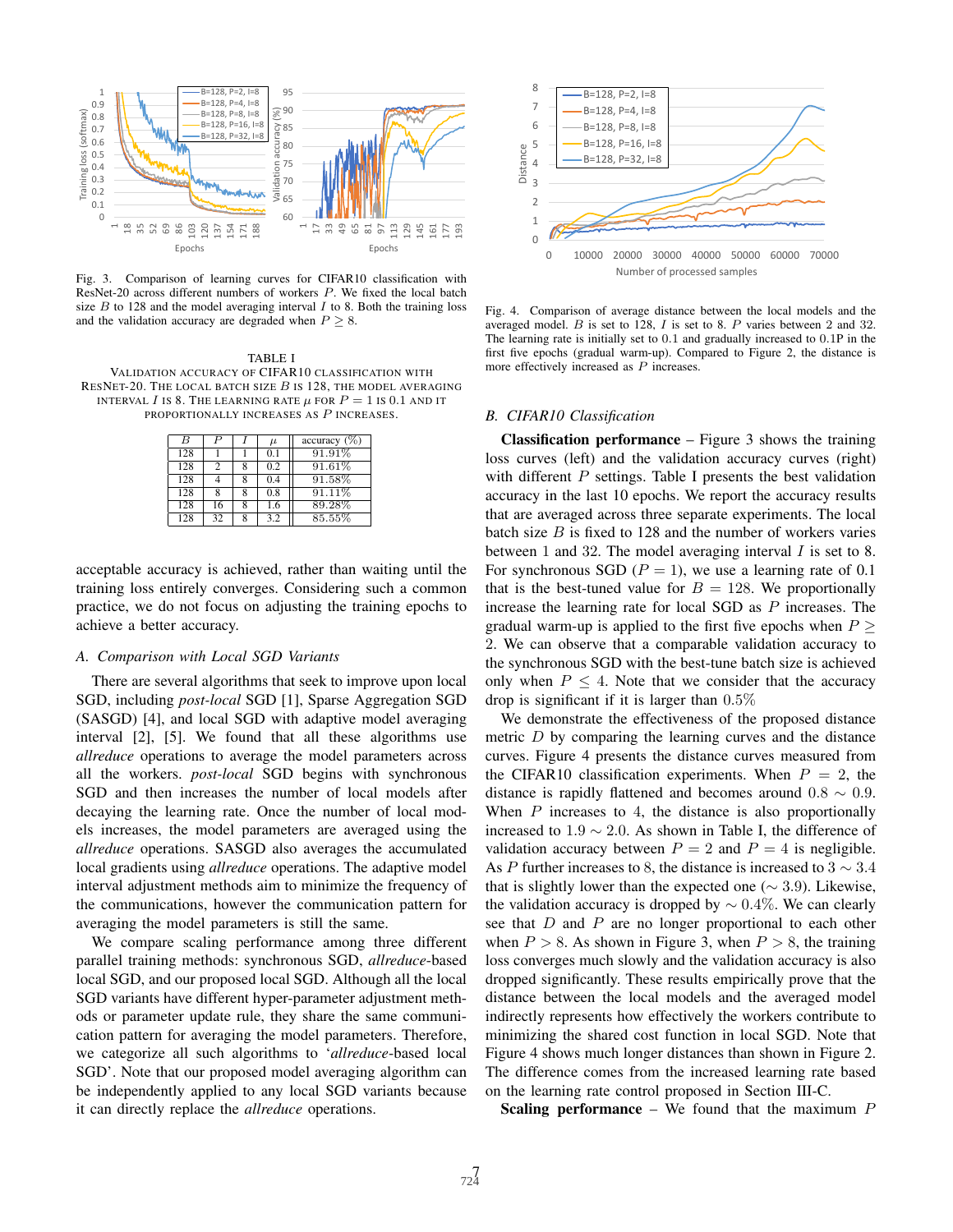Fig. 3. Comparison of learning curves for CIFAR10 classification with ResNet-20 across different numbers of workers $P$. We fixed the local batch size $B$ to 128 and the model averaging interval $I$ to 8. Both the training loss and the validation accuracy are degraded when $P \geq 8$.

TABLE I
VALIDATION ACCURACY OF CIFAR10 CLASSIFICATION WITH RESNET-20. THE LOCAL BATCH SIZE $B$ IS 128, THE MODEL AVERAGING INTERVAL $I$ IS 8. THE LEARNING RATE $\mu$ FOR $P = 1$ IS 0.1 AND IT PROPORTIONALLY INCREASES AS $P$ INCREASES.

| $B$ | $P$ | $I$ | $\mu$ | accuracy (%) |
|---|---|---|---|---|
| 128 | 1 | 1 | 0.1 | 91.91% |
| 128 | 2 | 8 | 0.2 | 91.61% |
| 128 | 4 | 8 | 0.4 | 91.58% |
| 128 | 8 | 8 | 0.8 | 91.11% |
| 128 | 16 | 8 | 1.6 | 89.28% |
| 128 | 32 | 8 | 3.2 | 85.55% |

acceptable accuracy is achieved, rather than waiting until the training loss entirely converges. Considering such a common practice, we do not focus on adjusting the training epochs to achieve a better accuracy.

### A. Comparison with Local SGD Variants

There are several algorithms that seek to improve upon local SGD, including *post-local* SGD [1], Sparse Aggregation SGD (SASGD) [4], and local SGD with adaptive model averaging interval [2], [5]. We found that all these algorithms use *allreduce* operations to average the model parameters across all the workers. *post-local* SGD begins with synchronous SGD and then increases the number of local models after decaying the learning rate. Once the number of local models increases, the model parameters are averaged using the *allreduce* operations. SASGD also averages the accumulated local gradients using *allreduce* operations. The adaptive model interval adjustment methods aim to minimize the frequency of the communications, however the communication pattern for averaging the model parameters is still the same.

We compare scaling performance among three different parallel training methods: synchronous SGD, *allreduce*-based local SGD, and our proposed local SGD. Although all the local SGD variants have different hyper-parameter adjustment methods or parameter update rule, they share the same communication pattern for averaging the model parameters. Therefore, we categorize all such algorithms to '*allreduce*-based local SGD'. Note that our proposed model averaging algorithm can be independently applied to any local SGD variants because it can directly replace the *allreduce* operations.

Fig. 4. Comparison of average distance between the local models and the averaged model. $B$ is set to 128, $I$ is set to 8. $P$ varies between 2 and 32. The learning rate is initially set to 0.1 and gradually increased to $0.1P$ in the first five epochs (gradual warm-up). Compared to Figure 2, the distance is more effectively increased as $P$ increases.

### B. CIFAR10 Classification

**Classification performance** – Figure 3 shows the training loss curves (left) and the validation accuracy curves (right) with different $P$ settings. Table I presents the best validation accuracy in the last 10 epochs. We report the accuracy results that are averaged across three separate experiments. The local batch size $B$ is fixed to 128 and the number of workers varies between 1 and 32. The model averaging interval $I$ is set to 8. For synchronous SGD ($P = 1$), we use a learning rate of 0.1 that is the best-tuned value for $B = 128$. We proportionally increase the learning rate for local SGD as $P$ increases. The gradual warm-up is applied to the first five epochs when $P \geq 2$. We can observe that a comparable validation accuracy to the synchronous SGD with the best-tune batch size is achieved only when $P \leq 4$. Note that we consider that the accuracy drop is significant if it is larger than $0.5\%$

We demonstrate the effectiveness of the proposed distance metric $D$ by comparing the learning curves and the distance curves. Figure 4 presents the distance curves measured from the CIFAR10 classification experiments. When $P = 2$, the distance is rapidly flattened and becomes around $0.8 \sim 0.9$. When $P$ increases to 4, the distance is also proportionally increased to $1.9 \sim 2.0$. As shown in Table I, the difference of validation accuracy between $P = 2$ and $P = 4$ is negligible. As $P$ further increases to 8, the distance is increased to $3 \sim 3.4$ that is slightly lower than the expected one ($\sim 3.9$). Likewise, the validation accuracy is dropped by $\sim 0.4\%$. We can clearly see that $D$ and $P$ are no longer proportional to each other when $P > 8$. As shown in Figure 3, when $P > 8$, the training loss converges much slowly and the validation accuracy is also dropped significantly. These results empirically prove that the distance between the local models and the averaged model indirectly represents how effectively the workers contribute to minimizing the shared cost function in local SGD. Note that Figure 4 shows much longer distances than shown in Figure 2. The difference comes from the increased learning rate based on the learning rate control proposed in Section III-C.

**Scaling performance** – We found that the maximum $P$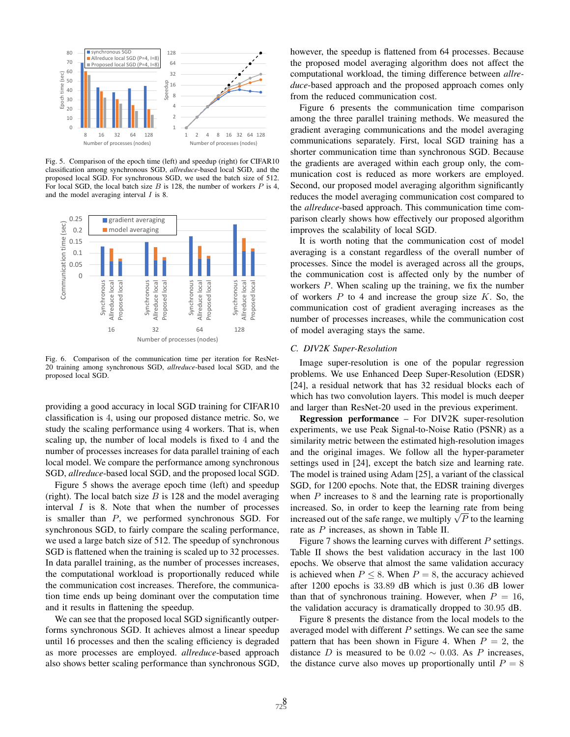Fig. 5. Comparison of the epoch time (left) and speedup (right) for CIFAR10 classification among synchronous SGD, *allreduce*-based local SGD, and the proposed local SGD. For synchronous SGD, we used the batch size of 512. For local SGD, the local batch size $B$ is 128, the number of workers $P$ is 4, and the model averaging interval $I$ is 8.

Fig. 6. Comparison of the communication time per iteration for ResNet-20 training among synchronous SGD, *allreduce*-based local SGD, and the proposed local SGD.

providing a good accuracy in local SGD training for CIFAR10 classification is 4, using our proposed distance metric. So, we study the scaling performance using 4 workers. That is, when scaling up, the number of local models is fixed to 4 and the number of processes increases for data parallel training of each local model. We compare the performance among synchronous SGD, *allreduce*-based local SGD, and the proposed local SGD.

Figure 5 shows the average epoch time (left) and speedup (right). The local batch size $B$ is 128 and the model averaging interval $I$ is 8. Note that when the number of processes is smaller than $P$, we performed synchronous SGD. For synchronous SGD, to fairly compare the scaling performance, we used a large batch size of 512. The speedup of synchronous SGD is flattened when the training is scaled up to 32 processes. In data parallel training, as the number of processes increases, the computational workload is proportionally reduced while the communication cost increases. Therefore, the communication time ends up being dominant over the computation time and it results in flattening the speedup.

We can see that the proposed local SGD significantly outperforms synchronous SGD. It achieves almost a linear speedup until 16 processes and then the scaling efficiency is degraded as more processes are employed. *allreduce*-based approach also shows better scaling performance than synchronous SGD, however, the speedup is flattened from 64 processes. Because the proposed model averaging algorithm does not affect the computational workload, the timing difference between *allreduce*-based approach and the proposed approach comes only from the reduced communication cost.

Figure 6 presents the communication time comparison among the three parallel training methods. We measured the gradient averaging communications and the model averaging communications separately. First, local SGD training has a shorter communication time than synchronous SGD. Because the gradients are averaged within each group only, the communication cost is reduced as more workers are employed. Second, our proposed model averaging algorithm significantly reduces the model averaging communication cost compared to the *allreduce*-based approach. This communication time comparison clearly shows how effectively our proposed algorithm improves the scalability of local SGD.

It is worth noting that the communication cost of model averaging is a constant regardless of the overall number of processes. Since the model is averaged across all the groups, the communication cost is affected only by the number of workers $P$. When scaling up the training, we fix the number of workers $P$ to 4 and increase the group size $K$. So, the communication cost of gradient averaging increases as the number of processes increases, while the communication cost of model averaging stays the same.

### C. DIV2K Super-Resolution

Image super-resolution is one of the popular regression problems. We use Enhanced Deep Super-Resolution (EDSR) [24], a residual network that has 32 residual blocks each of which has two convolution layers. This model is much deeper and larger than ResNet-20 used in the previous experiment.

**Regression performance** – For DIV2K super-resolution experiments, we use Peak Signal-to-Noise Ratio (PSNR) as a similarity metric between the estimated high-resolution images and the original images. We follow all the hyper-parameter settings used in [24], except the batch size and learning rate. The model is trained using Adam [25], a variant of the classical SGD, for 1200 epochs. Note that, the EDSR training diverges when $P$ increases to 8 and the learning rate is proportionally increased. So, in order to keep the learning rate from being increased out of the safe range, we multiply $\sqrt{P}$ to the learning rate as $P$ increases, as shown in Table II.

Figure 7 shows the learning curves with different $P$ settings. Table II shows the best validation accuracy in the last 100 epochs. We observe that almost the same validation accuracy is achieved when $P \leq 8$. When $P = 8$, the accuracy achieved after 1200 epochs is 33.89 dB which is just 0.36 dB lower than that of synchronous training. However, when $P = 16$, the validation accuracy is dramatically dropped to 30.95 dB.

Figure 8 presents the distance from the local models to the averaged model with different $P$ settings. We can see the same pattern that has been shown in Figure 4. When $P = 2$, the distance $D$ is measured to be $0.02 \sim 0.03$. As $P$ increases, the distance curve also moves up proportionally until $P = 8$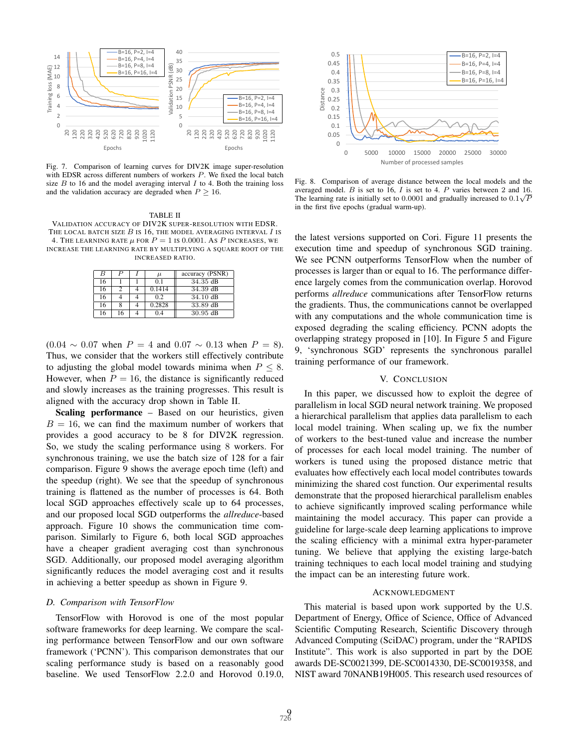Fig. 7. Comparison of learning curves for DIV2K image super-resolution with EDSR across different numbers of workers $P$. We fixed the local batch size $B$ to 16 and the model averaging interval $I$ to 4. Both the training loss and the validation accuracy are degraded when $P \geq 16$.

TABLE II
VALIDATION ACCURACY OF DIV2K SUPER-RESOLUTION WITH EDSR. THE LOCAL BATCH SIZE $B$ IS 16, THE MODEL AVERAGING INTERVAL $I$ IS 4. THE LEARNING RATE $\mu$ FOR $P = 1$ IS 0.0001. AS $P$ INCREASES, WE INCREASE THE LEARNING RATE BY MULTIPLYING A SQUARE ROOT OF THE INCREASED RATIO.

| $B$ | $P$ | $I$ | $\mu$ | accuracy (PSNR) |
|---|---|---|---|---|
| 16 | 1 | 1 | 0.1 | 34.35 dB |
| 16 | 2 | 4 | 0.1414 | 34.39 dB |
| 16 | 4 | 4 | 0.2 | 34.10 dB |
| 16 | 8 | 4 | 0.2828 | 33.89 dB |
| 16 | 16 | 4 | 0.4 | 30.95 dB |

Fig. 8. Comparison of average distance between the local models and the averaged model. $B$ is set to 16, $I$ is set to 4. $P$ varies between 2 and 16. The learning rate is initially set to 0.0001 and gradually increased to $0.1\sqrt{P}$ in the first five epochs (gradual warm-up).

($0.04 \sim 0.07$ when $P = 4$ and $0.07 \sim 0.13$ when $P = 8$). Thus, we consider that the workers still effectively contribute to adjusting the global model towards minima when $P \leq 8$. However, when $P = 16$, the distance is significantly reduced and slowly increases as the training progresses. This result is aligned with the accuracy drop shown in Table II.

**Scaling performance** – Based on our heuristics, given $B = 16$, we can find the maximum number of workers that provides a good accuracy to be 8 for DIV2K regression. So, we study the scaling performance using 8 workers. For synchronous training, we use the batch size of 128 for a fair comparison. Figure 9 shows the average epoch time (left) and the speedup (right). We see that the speedup of synchronous training is flattened as the number of processes is 64. Both local SGD approaches effectively scale up to 64 processes, and our proposed local SGD outperforms the *allreduce*-based approach. Figure 10 shows the communication time comparison. Similarly to Figure 6, both local SGD approaches have a cheaper gradient averaging cost than synchronous SGD. Additionally, our proposed model averaging algorithm significantly reduces the model averaging cost and it results in achieving a better speedup as shown in Figure 9.

### D. Comparison with TensorFlow

TensorFlow with Horovod is one of the most popular software frameworks for deep learning. We compare the scaling performance between TensorFlow and our own software framework ('PCNN'). This comparison demonstrates that our scaling performance study is based on a reasonably good baseline. We used TensorFlow 2.2.0 and Horovod 0.19.0, the latest versions supported on Cori. Figure 11 presents the execution time and speedup of synchronous SGD training. We see PCNN outperforms TensorFlow when the number of processes is larger than or equal to 16. The performance difference largely comes from the communication overlap. Horovod performs *allreduce* communications after TensorFlow returns the gradients. Thus, the communications cannot be overlapped with any computations and the whole communication time is exposed degrading the scaling efficiency. PCNN adopts the overlapping strategy proposed in [10]. In Figure 5 and Figure 9, 'synchronous SGD' represents the synchronous parallel training performance of our framework.

## V. CONCLUSION

In this paper, we discussed how to exploit the degree of parallelism in local SGD neural network training. We proposed a hierarchical parallelism that applies data parallelism to each local model training. When scaling up, we fix the number of workers to the best-tuned value and increase the number of processes for each local model training. The number of workers is tuned using the proposed distance metric that evaluates how effectively each local model contributes towards minimizing the shared cost function. Our experimental results demonstrate that the proposed hierarchical parallelism enables to achieve significantly improved scaling performance while maintaining the model accuracy. This paper can provide a guideline for large-scale deep learning applications to improve the scaling efficiency with a minimal extra hyper-parameter tuning. We believe that applying the existing large-batch training techniques to each local model training and studying the impact can be an interesting future work.

## ACKNOWLEDGMENT

This material is based upon work supported by the U.S. Department of Energy, Office of Science, Office of Advanced Scientific Computing Research, Scientific Discovery through Advanced Computing (SciDAC) program, under the "RAPIDS Institute". This work is also supported in part by the DOE awards DE-SC0021399, DE-SC0014330, DE-SC0019358, and NIST award 70NANB19H005. This research used resources of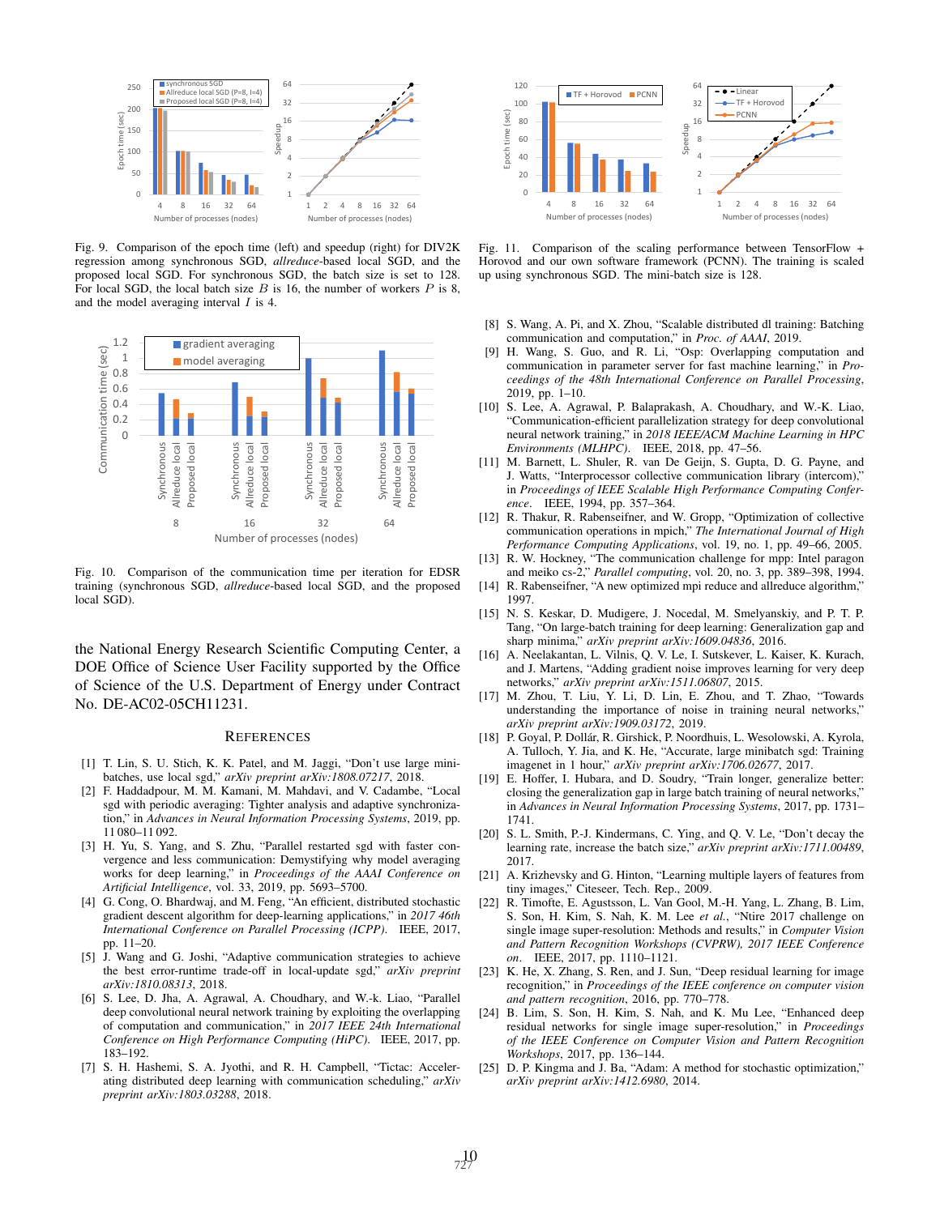250
200
150
100
50
0
Epoch time (sec)
synchronous SGD
Allreduce local SGD (P=8, I=4)
Proposed local SGD (P=8, I=4)
4 8 16 32 64
Number of processes (nodes)

64
32
16
8
4
2
1
Speedup
1 2 4 8 16 32 64
Number of processes (nodes)

Fig. 9. Comparison of the epoch time (left) and speedup (right) for DIV2K regression among synchronous SGD, *allreduce*-based local SGD, and the proposed local SGD. For synchronous SGD, the batch size is set to 128. For local SGD, the local batch size $B$ is 16, the number of workers $P$ is 8, and the model averaging interval $I$ is 4.

1.2
1
0.8
0.6
0.4
0.2
0
Communication time (sec)
gradient averaging
model averaging
Synchronous
Allreduce local
Proposed local
8 16 32 64
Number of processes (nodes)

Fig. 10. Comparison of the communication time per iteration for EDSR training (synchronous SGD, *allreduce*-based local SGD, and the proposed local SGD).

the National Energy Research Scientific Computing Center, a DOE Office of Science User Facility supported by the Office of Science of the U.S. Department of Energy under Contract No. DE-AC02-05CH11231.

120
100
80
60
40
20
0
Epoch time (sec)
TF + Horovod
PCNN
4 8 16 32 64
Number of processes (nodes)

64
32
16
8
4
2
1
Speedup
Linear
TF + Horovod
PCNN
1 2 4 8 16 32 64
Number of processes (nodes)

Fig. 11. Comparison of the scaling performance between TensorFlow + Horovod and our own software framework (PCNN). The training is scaled up using synchronous SGD. The mini-batch size is 128.

## References

[1] T. Lin, S. U. Stich, K. K. Patel, and M. Jaggi, "Don't use large mini-batches, use local sgd," *arXiv preprint arXiv:1808.07217*, 2018.

[2] F. Haddadpour, M. M. Kamani, M. Mahdavi, and V. Cadambe, "Local sgd with periodic averaging: Tighter analysis and adaptive synchronization," in *Advances in Neural Information Processing Systems*, 2019, pp. 11 080–11 092.

[3] H. Yu, S. Yang, and S. Zhu, "Parallel restarted sgd with faster convergence and less communication: Demystifying why model averaging works for deep learning," in *Proceedings of the AAAI Conference on Artificial Intelligence*, vol. 33, 2019, pp. 5693–5700.

[4] G. Cong, O. Bhardwaj, and M. Feng, "An efficient, distributed stochastic gradient descent algorithm for deep-learning applications," in *2017 46th International Conference on Parallel Processing (ICPP)*. IEEE, 2017, pp. 11–20.

[5] J. Wang and G. Joshi, "Adaptive communication strategies to achieve the best error-runtime trade-off in local-update sgd," *arXiv preprint arXiv:1810.08313*, 2018.

[6] S. Lee, D. Jha, A. Agrawal, A. Choudhary, and W.-k. Liao, "Parallel deep convolutional neural network training by exploiting the overlapping of computation and communication," in *2017 IEEE 24th International Conference on High Performance Computing (HiPC)*. IEEE, 2017, pp. 183–192.

[7] S. H. Hashemi, S. A. Jyothi, and R. H. Campbell, "Tictac: Accelerating distributed deep learning with communication scheduling," *arXiv preprint arXiv:1803.03288*, 2018.

[8] S. Wang, A. Pi, and X. Zhou, "Scalable distributed dl training: Batching communication and computation," in *Proc. of AAAI*, 2019.

[9] H. Wang, S. Guo, and R. Li, "Osp: Overlapping computation and communication in parameter server for fast machine learning," in *Proceedings of the 48th International Conference on Parallel Processing*, 2019, pp. 1–10.

[10] S. Lee, A. Agrawal, P. Balaprakash, A. Choudhary, and W.-K. Liao, "Communication-efficient parallelization strategy for deep convolutional neural network training," in *2018 IEEE/ACM Machine Learning in HPC Environments (MLHPC)*. IEEE, 2018, pp. 47–56.

[11] M. Barnett, L. Shuler, R. van De Geijn, S. Gupta, D. G. Payne, and J. Watts, "Interprocessor collective communication library (intercom)," in *Proceedings of IEEE Scalable High Performance Computing Conference*. IEEE, 1994, pp. 357–364.

[12] R. Thakur, R. Rabenseifner, and W. Gropp, "Optimization of collective communication operations in mpich," *The International Journal of High Performance Computing Applications*, vol. 19, no. 1, pp. 49–66, 2005.

[13] R. W. Hockney, "The communication challenge for mpp: Intel paragon and meiko cs-2," *Parallel computing*, vol. 20, no. 3, pp. 389–398, 1994.

[14] R. Rabenseifner, "A new optimized mpi reduce and allreduce algorithm," 1997.

[15] N. S. Keskar, D. Mudigere, J. Nocedal, M. Smelyanskiy, and P. T. P. Tang, "On large-batch training for deep learning: Generalization gap and sharp minima," *arXiv preprint arXiv:1609.04836*, 2016.

[16] A. Neelakantan, L. Vilnis, Q. V. Le, I. Sutskever, L. Kaiser, K. Kurach, and J. Martens, "Adding gradient noise improves learning for very deep networks," *arXiv preprint arXiv:1511.06807*, 2015.

[17] M. Zhou, T. Liu, Y. Li, D. Lin, E. Zhou, and T. Zhao, "Towards understanding the importance of noise in training neural networks," *arXiv preprint arXiv:1909.03172*, 2019.

[18] P. Goyal, P. Dollár, R. Girshick, P. Noordhuis, L. Wesolowski, A. Kyrola, A. Tulloch, Y. Jia, and K. He, "Accurate, large minibatch sgd: Training imagenet in 1 hour," *arXiv preprint arXiv:1706.02677*, 2017.

[19] E. Hoffer, I. Hubara, and D. Soudry, "Train longer, generalize better: closing the generalization gap in large batch training of neural networks," in *Advances in Neural Information Processing Systems*, 2017, pp. 1731–1741.

[20] S. L. Smith, P.-J. Kindermans, C. Ying, and Q. V. Le, "Don't decay the learning rate, increase the batch size," *arXiv preprint arXiv:1711.00489*, 2017.

[21] A. Krizhevsky and G. Hinton, "Learning multiple layers of features from tiny images," Citeseer, Tech. Rep., 2009.

[22] R. Timofte, E. Agustsson, L. Van Gool, M.-H. Yang, L. Zhang, B. Lim, S. Son, H. Kim, S. Nah, K. M. Lee *et al.*, "Ntire 2017 challenge on single image super-resolution: Methods and results," in *Computer Vision and Pattern Recognition Workshops (CVPRW), 2017 IEEE Conference on*. IEEE, 2017, pp. 1110–1121.

[23] K. He, X. Zhang, S. Ren, and J. Sun, "Deep residual learning for image recognition," in *Proceedings of the IEEE conference on computer vision and pattern recognition*, 2016, pp. 770–778.

[24] B. Lim, S. Son, H. Kim, S. Nah, and K. Mu Lee, "Enhanced deep residual networks for single image super-resolution," in *Proceedings of the IEEE Conference on Computer Vision and Pattern Recognition Workshops*, 2017, pp. 136–144.

[25] D. P. Kingma and J. Ba, "Adam: A method for stochastic optimization," *arXiv preprint arXiv:1412.6980*, 2014.